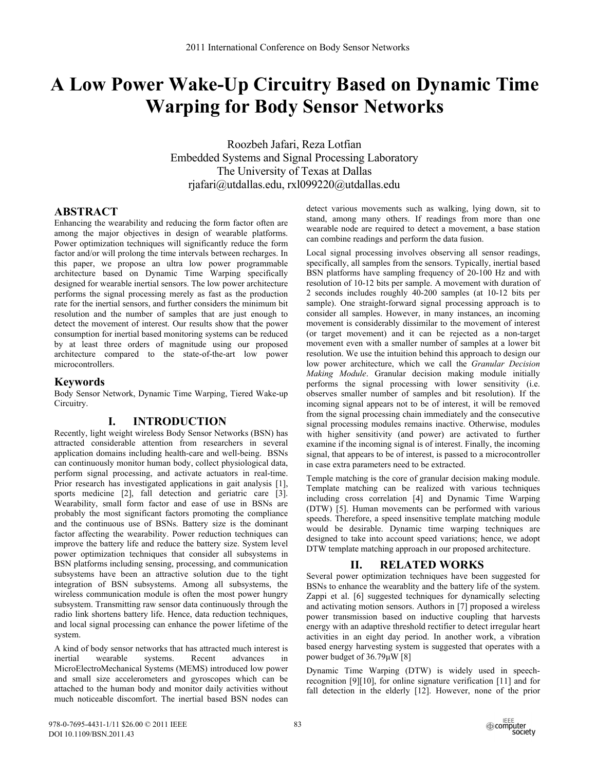# A Low Power Wake-Up Circuitry Based on Dynamic Time Warping for Body Sensor Networks

Roozbeh Jafari, Reza Lotfian
Embedded Systems and Signal Processing Laboratory
The University of Texas at Dallas
rjafari@utdallas.edu, rxl099220@utdallas.edu

## ABSTRACT

Enhancing the wearability and reducing the form factor often are among the major objectives in design of wearable platforms. Power optimization techniques will significantly reduce the form factor and/or will prolong the time intervals between recharges. In this paper, we propose an ultra low power programmable architecture based on Dynamic Time Warping specifically designed for wearable inertial sensors. The low power architecture performs the signal processing merely as fast as the production rate for the inertial sensors, and further considers the minimum bit resolution and the number of samples that are just enough to detect the movement of interest. Our results show that the power consumption for inertial based monitoring systems can be reduced by at least three orders of magnitude using our proposed architecture compared to the state-of-the-art low power microcontrollers.

## Keywords

Body Sensor Network, Dynamic Time Warping, Tiered Wake-up Circuitry.

## I. INTRODUCTION

Recently, light weight wireless Body Sensor Networks (BSN) has attracted considerable attention from researchers in several application domains including health-care and well-being. BSNs can continuously monitor human body, collect physiological data, perform signal processing, and activate actuators in real-time. Prior research has investigated applications in gait analysis [1], sports medicine [2], fall detection and geriatric care [3]. Wearability, small form factor and ease of use in BSNs are probably the most significant factors promoting the compliance and the continuous use of BSNs. Battery size is the dominant factor affecting the wearability. Power reduction techniques can improve the battery life and reduce the battery size. System level power optimization techniques that consider all subsystems in BSN platforms including sensing, processing, and communication subsystems have been an attractive solution due to the tight integration of BSN subsystems. Among all subsystems, the wireless communication module is often the most power hungry subsystem. Transmitting raw sensor data continuously through the radio link shortens battery life. Hence, data reduction techniques, and local signal processing can enhance the power lifetime of the system.

A kind of body sensor networks that has attracted much interest is inertial wearable systems. Recent advances in MicroElectroMechanical Systems (MEMS) introduced low power and small size accelerometers and gyroscopes which can be attached to the human body and monitor daily activities without much noticeable discomfort. The inertial based BSN nodes can detect various movements such as walking, lying down, sit to stand, among many others. If readings from more than one wearable node are required to detect a movement, a base station can combine readings and perform the data fusion.

Local signal processing involves observing all sensor readings, specifically, all samples from the sensors. Typically, inertial based BSN platforms have sampling frequency of 20-100 Hz and with resolution of 10-12 bits per sample. A movement with duration of 2 seconds includes roughly 40-200 samples (at 10-12 bits per sample). One straight-forward signal processing approach is to consider all samples. However, in many instances, an incoming movement is considerably dissimilar to the movement of interest (or target movement) and it can be rejected as a non-target movement even with a smaller number of samples at a lower bit resolution. We use the intuition behind this approach to design our low power architecture, which we call the *Granular Decision Making Module*. Granular decision making module initially performs the signal processing with lower sensitivity (i.e. observes smaller number of samples and bit resolution). If the incoming signal appears not to be of interest, it will be removed from the signal processing chain immediately and the consecutive signal processing modules remains inactive. Otherwise, modules with higher sensitivity (and power) are activated to further examine if the incoming signal is of interest. Finally, the incoming signal, that appears to be of interest, is passed to a microcontroller in case extra parameters need to be extracted.

Temple matching is the core of granular decision making module. Template matching can be realized with various techniques including cross correlation [4] and Dynamic Time Warping (DTW) [5]. Human movements can be performed with various speeds. Therefore, a speed insensitive template matching module would be desirable. Dynamic time warping techniques are designed to take into account speed variations; hence, we adopt DTW template matching approach in our proposed architecture.

## II. RELATED WORKS

Several power optimization techniques have been suggested for BSNs to enhance the wearablity and the battery life of the system. Zappi et al. [6] suggested techniques for dynamically selecting and activating motion sensors. Authors in [7] proposed a wireless power transmission based on inductive coupling that harvests energy with an adaptive threshold rectifier to detect irregular heart activities in an eight day period. In another work, a vibration based energy harvesting system is suggested that operates with a power budget of 36.79μW [8]

Dynamic Time Warping (DTW) is widely used in speech-recognition [9][10], for online signature verification [11] and for fall detection in the elderly [12]. However, none of the prior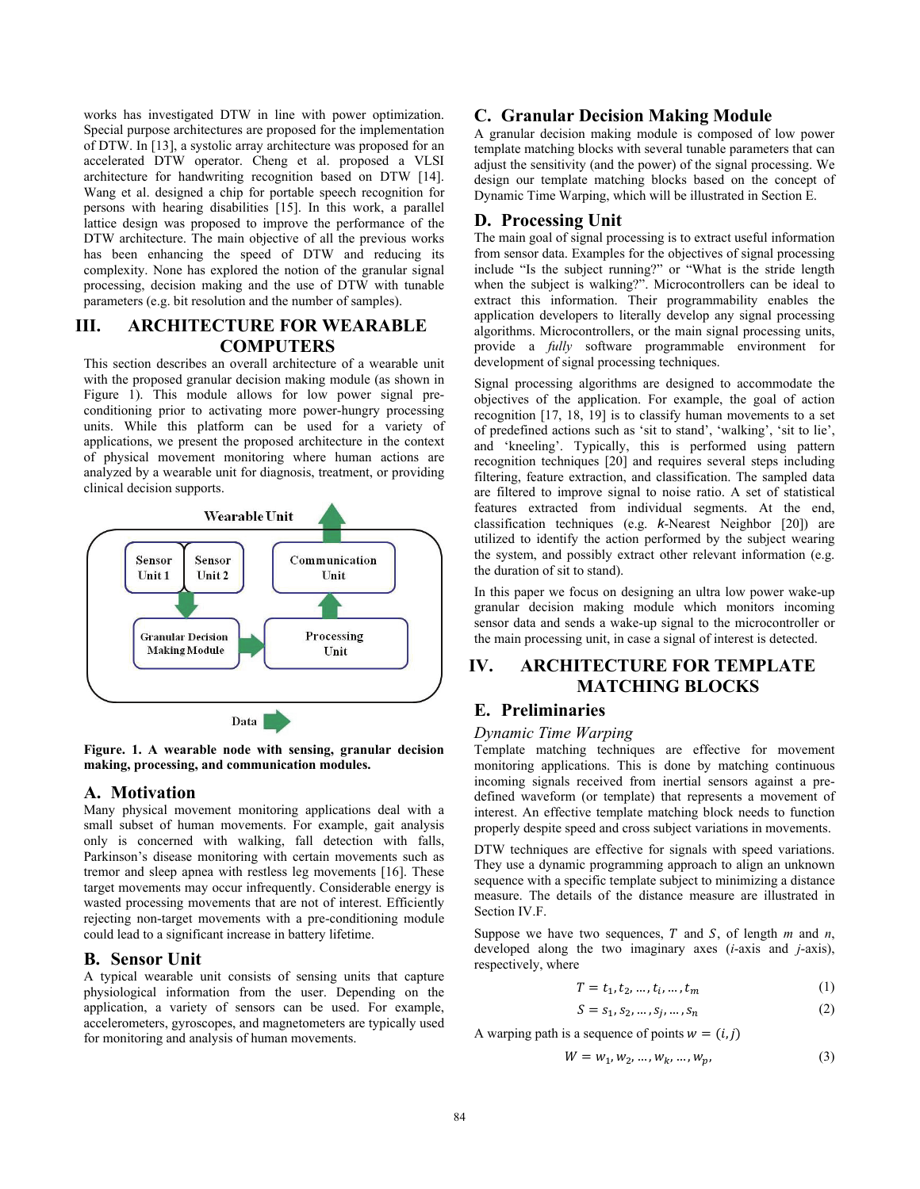works has investigated DTW in line with power optimization. Special purpose architectures are proposed for the implementation of DTW. In [13], a systolic array architecture was proposed for an accelerated DTW operator. Cheng et al. proposed a VLSI architecture for handwriting recognition based on DTW [14]. Wang et al. designed a chip for portable speech recognition for persons with hearing disabilities [15]. In this work, a parallel lattice design was proposed to improve the performance of the DTW architecture. The main objective of all the previous works has been enhancing the speed of DTW and reducing its complexity. None has explored the notion of the granular signal processing, decision making and the use of DTW with tunable parameters (e.g. bit resolution and the number of samples).

# III. ARCHITECTURE FOR WEARABLE COMPUTERS

This section describes an overall architecture of a wearable unit with the proposed granular decision making module (as shown in Figure 1). This module allows for low power signal pre-conditioning prior to activating more power-hungry processing units. While this platform can be used for a variety of applications, we present the proposed architecture in the context of physical movement monitoring where human actions are analyzed by a wearable unit for diagnosis, treatment, or providing clinical decision supports.

Wearable Unit

Sensor Unit 1 | Sensor Unit 2 | Communication Unit | Granular Decision Making Module | Processing Unit

Data

**Figure. 1. A wearable node with sensing, granular decision making, processing, and communication modules.**

## A. Motivation

Many physical movement monitoring applications deal with a small subset of human movements. For example, gait analysis only is concerned with walking, fall detection with falls, Parkinson's disease monitoring with certain movements such as tremor and sleep apnea with restless leg movements [16]. These target movements may occur infrequently. Considerable energy is wasted processing movements that are not of interest. Efficiently rejecting non-target movements with a pre-conditioning module could lead to a significant increase in battery lifetime.

## B. Sensor Unit

A typical wearable unit consists of sensing units that capture physiological information from the user. Depending on the application, a variety of sensors can be used. For example, accelerometers, gyroscopes, and magnetometers are typically used for monitoring and analysis of human movements.

## C. Granular Decision Making Module

A granular decision making module is composed of low power template matching blocks with several tunable parameters that can adjust the sensitivity (and the power) of the signal processing. We design our template matching blocks based on the concept of Dynamic Time Warping, which will be illustrated in Section E.

## D. Processing Unit

The main goal of signal processing is to extract useful information from sensor data. Examples for the objectives of signal processing include "Is the subject running?" or "What is the stride length when the subject is walking?". Microcontrollers can be ideal to extract this information. Their programmability enables the application developers to literally develop any signal processing algorithms. Microcontrollers, or the main signal processing units, provide a *fully* software programmable environment for development of signal processing techniques.

Signal processing algorithms are designed to accommodate the objectives of the application. For example, the goal of action recognition [17, 18, 19] is to classify human movements to a set of predefined actions such as 'sit to stand', 'walking', 'sit to lie', and 'kneeling'. Typically, this is performed using pattern recognition techniques [20] and requires several steps including filtering, feature extraction, and classification. The sampled data are filtered to improve signal to noise ratio. A set of statistical features extracted from individual segments. At the end, classification techniques (e.g. $k$-Nearest Neighbor [20]) are utilized to identify the action performed by the subject wearing the system, and possibly extract other relevant information (e.g. the duration of sit to stand).

In this paper we focus on designing an ultra low power wake-up granular decision making module which monitors incoming sensor data and sends a wake-up signal to the microcontroller or the main processing unit, in case a signal of interest is detected.

# IV. ARCHITECTURE FOR TEMPLATE MATCHING BLOCKS

## E. Preliminaries

*Dynamic Time Warping*

Template matching techniques are effective for movement monitoring applications. This is done by matching continuous incoming signals received from inertial sensors against a pre-defined waveform (or template) that represents a movement of interest. An effective template matching block needs to function properly despite speed and cross subject variations in movements.

DTW techniques are effective for signals with speed variations. They use a dynamic programming approach to align an unknown sequence with a specific template subject to minimizing a distance measure. The details of the distance measure are illustrated in Section IV.F.

Suppose we have two sequences, $T$ and $S$, of length $m$ and $n$, developed along the two imaginary axes ($i$-axis and $j$-axis), respectively, where

$$T = t_1, t_2, \dots, t_i, \dots, t_m \tag{1}$$

$$S = s_1, s_2, \dots, s_j, \dots, s_n \tag{2}$$

A warping path is a sequence of points $w = (i, j)$

$$W = w_1, w_2, \dots, w_k, \dots, w_p, \tag{3}$$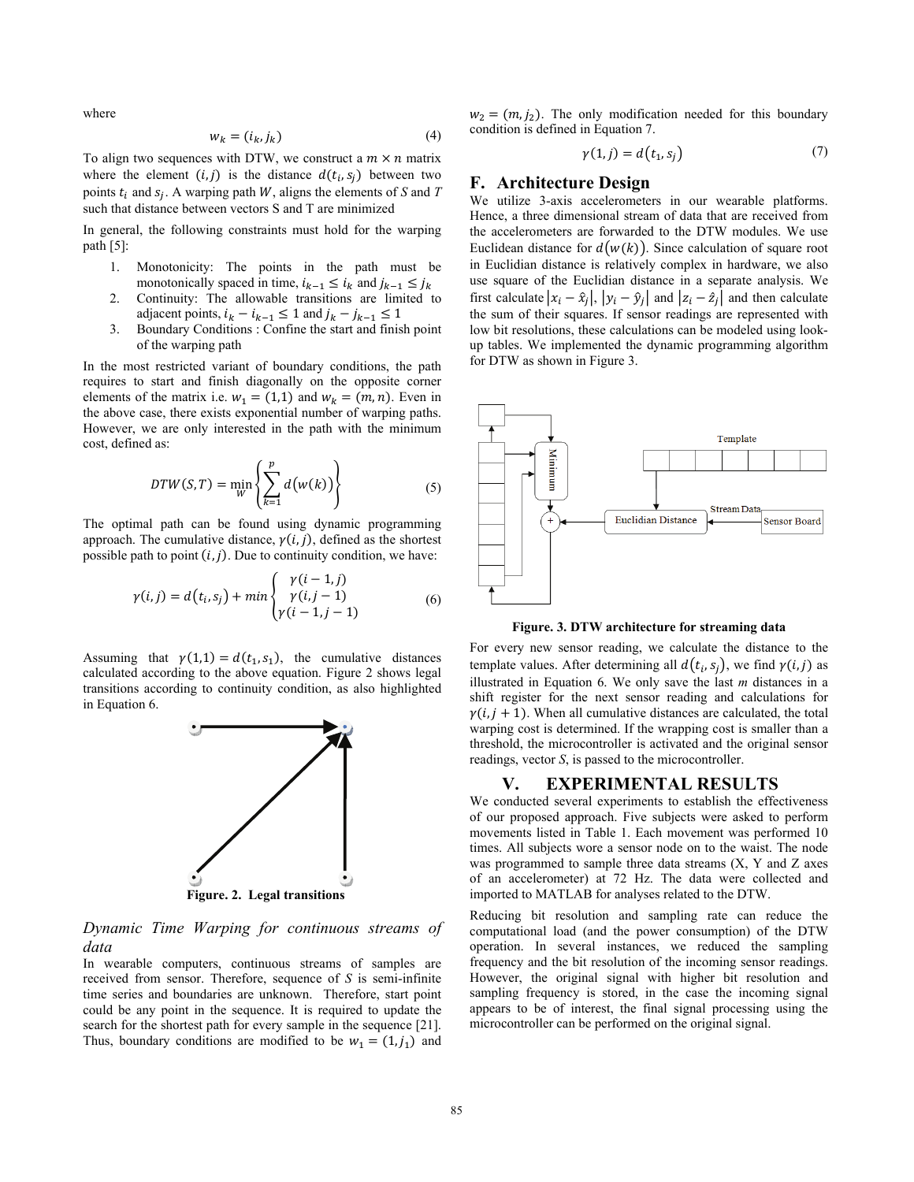where

$$w_k = (i_k, j_k) \tag{4}$$

To align two sequences with DTW, we construct a $m \times n$ matrix where the element $(i, j)$ is the distance $d(t_i, s_j)$ between two points $t_i$ and $s_j$. A warping path $W$, aligns the elements of $S$ and $T$ such that distance between vectors S and T are minimized

In general, the following constraints must hold for the warping path [5]:

1. Monotonicity: The points in the path must be monotonically spaced in time, $i_{k-1} \le i_k$ and $j_{k-1} \le j_k$
2. Continuity: The allowable transitions are limited to adjacent points, $i_k - i_{k-1} \le 1$ and $j_k - j_{k-1} \le 1$
3. Boundary Conditions : Confine the start and finish point of the warping path

In the most restricted variant of boundary conditions, the path requires to start and finish diagonally on the opposite corner elements of the matrix i.e. $w_1 = (1,1)$ and $w_k = (m, n)$. Even in the above case, there exists exponential number of warping paths. However, we are only interested in the path with the minimum cost, defined as:

$$DTW(S,T) = \min_W \left\{ \sum_{k=1}^{p} d\big(w(k)\big) \right\} \tag{5}$$

The optimal path can be found using dynamic programming approach. The cumulative distance, $\gamma(i,j)$, defined as the shortest possible path to point $(i,j)$. Due to continuity condition, we have:

$$\gamma(i,j) = d(t_i, s_j) + min \begin{cases} \gamma(i-1,j) \\ \gamma(i,j-1) \\ \gamma(i-1,j-1) \end{cases} \tag{6}$$

Assuming that $\gamma(1,1) = d(t_1, s_1)$, the cumulative distances calculated according to the above equation. Figure 2 shows legal transitions according to continuity condition, as also highlighted in Equation 6.

**Figure. 2. Legal transitions**

### *Dynamic Time Warping for continuous streams of data*

In wearable computers, continuous streams of samples are received from sensor. Therefore, sequence of $S$ is semi-infinite time series and boundaries are unknown. Therefore, start point could be any point in the sequence. It is required to update the search for the shortest path for every sample in the sequence [21]. Thus, boundary conditions are modified to be $w_1 = (1, j_1)$ and $w_2 = (m, j_2)$. The only modification needed for this boundary condition is defined in Equation 7.

$$\gamma(1,j) = d(t_1, s_j) \tag{7}$$

## F. Architecture Design

We utilize 3-axis accelerometers in our wearable platforms. Hence, a three dimensional stream of data that are received from the accelerometers are forwarded to the DTW modules. We use Euclidean distance for $d\big(w(k)\big)$. Since calculation of square root in Euclidian distance is relatively complex in hardware, we also use square of the Euclidian distance in a separate analysis. We first calculate $|x_i - \hat{x}_j|$, $|y_i - \hat{y}_j|$ and $|z_i - \hat{z}_j|$ and then calculate the sum of their squares. If sensor readings are represented with low bit resolutions, these calculations can be modeled using look-up tables. We implemented the dynamic programming algorithm for DTW as shown in Figure 3.

**Figure. 3. DTW architecture for streaming data**

For every new sensor reading, we calculate the distance to the template values. After determining all $d(t_i, s_j)$, we find $\gamma(i,j)$ as illustrated in Equation 6. We only save the last $m$ distances in a shift register for the next sensor reading and calculations for $\gamma(i, j+1)$. When all cumulative distances are calculated, the total warping cost is determined. If the wrapping cost is smaller than a threshold, the microcontroller is activated and the original sensor readings, vector $S$, is passed to the microcontroller.

# V. EXPERIMENTAL RESULTS

We conducted several experiments to establish the effectiveness of our proposed approach. Five subjects were asked to perform movements listed in Table 1. Each movement was performed 10 times. All subjects wore a sensor node on to the waist. The node was programmed to sample three data streams (X, Y and Z axes of an accelerometer) at 72 Hz. The data were collected and imported to MATLAB for analyses related to the DTW.

Reducing bit resolution and sampling rate can reduce the computational load (and the power consumption) of the DTW operation. In several instances, we reduced the sampling frequency and the bit resolution of the incoming sensor readings. However, the original signal with higher bit resolution and sampling frequency is stored, in the case the incoming signal appears to be of interest, the final signal processing using the microcontroller can be performed on the original signal.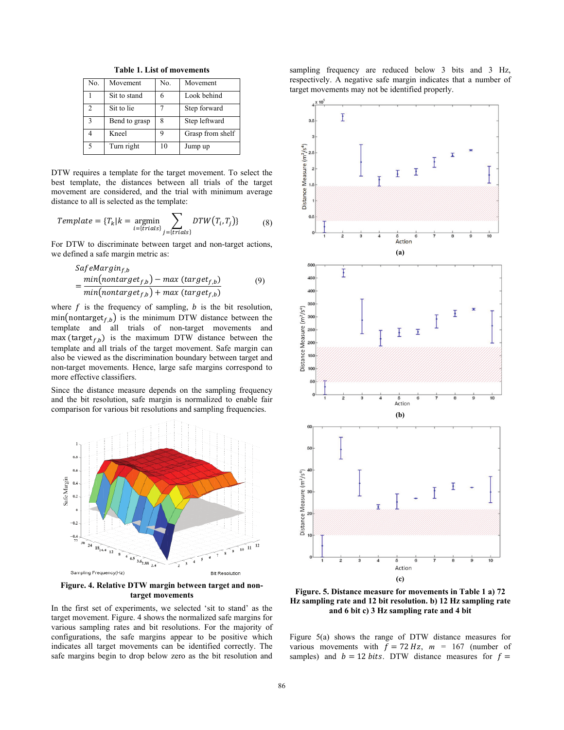**Table 1. List of movements**

| No. | Movement | No. | Movement |
|---|---|---|---|
| 1 | Sit to stand | 6 | Look behind |
| 2 | Sit to lie | 7 | Step forward |
| 3 | Bend to grasp | 8 | Step leftward |
| 4 | Kneel | 9 | Grasp from shelf |
| 5 | Turn right | 10 | Jump up |

DTW requires a template for the target movement. To select the best template, the distances between all trials of the target movement are considered, and the trial with minimum average distance to all is selected as the template:

$$Template = \{T_k | k = \underset{i=\{trials\}}{\operatorname{argmin}} \sum_{j=\{trials\}} DTW(T_i, T_j)\} \qquad (8)$$

For DTW to discriminate between target and non-target actions, we defined a safe margin metric as:

$$SafeMargin_{f,b} = \frac{min(nontarget_{f,b}) - max\,(target_{f,b})}{min(nontarget_{f,b}) + max\,(target_{f,b})} \qquad (9)$$

where $f$ is the frequency of sampling, $b$ is the bit resolution, $\min(\text{nontarget}_{f,b})$ is the minimum DTW distance between the template and all trials of non-target movements and $\max(\text{target}_{f,b})$ is the maximum DTW distance between the template and all trials of the target movement. Safe margin can also be viewed as the discrimination boundary between target and non-target movements. Hence, large safe margins correspond to more effective classifiers.

Since the distance measure depends on the sampling frequency and the bit resolution, safe margin is normalized to enable fair comparison for various bit resolutions and sampling frequencies.

**Figure. 4. Relative DTW margin between target and non-target movements**

In the first set of experiments, we selected 'sit to stand' as the target movement. Figure. 4 shows the normalized safe margins for various sampling rates and bit resolutions. For the majority of configurations, the safe margins appear to be positive which indicates all target movements can be identified correctly. The safe margins begin to drop below zero as the bit resolution and sampling frequency are reduced below 3 bits and 3 Hz, respectively. A negative safe margin indicates that a number of target movements may not be identified properly.

**Figure. 5. Distance measure for movements in Table 1 a) 72 Hz sampling rate and 12 bit resolution. b) 12 Hz sampling rate and 6 bit c) 3 Hz sampling rate and 4 bit**

Figure 5(a) shows the range of DTW distance measures for various movements with $f = 72\,Hz$, $m = 167$ (number of samples) and $b = 12\,bits$. DTW distance measures for $f =$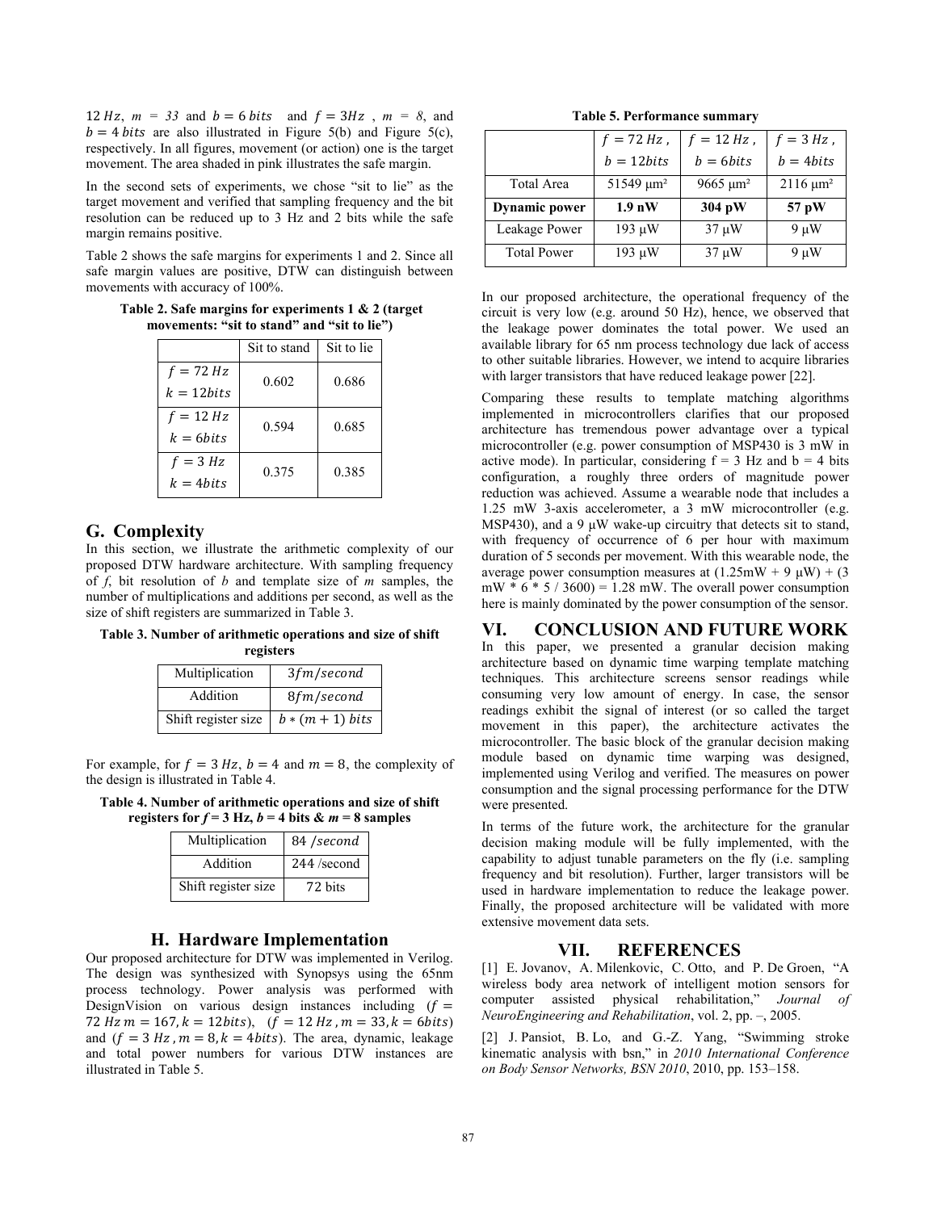$12\ Hz$, $m = 33$ and $b = 6\ bits$ and $f = 3Hz$, $m = 8$, and $b = 4\ bits$ are also illustrated in Figure 5(b) and Figure 5(c), respectively. In all figures, movement (or action) one is the target movement. The area shaded in pink illustrates the safe margin.

In the second sets of experiments, we chose "sit to lie" as the target movement and verified that sampling frequency and the bit resolution can be reduced up to 3 Hz and 2 bits while the safe margin remains positive.

Table 2 shows the safe margins for experiments 1 and 2. Since all safe margin values are positive, DTW can distinguish between movements with accuracy of 100%.

**Table 2. Safe margins for experiments 1 & 2 (target movements: "sit to stand" and "sit to lie")**

| | Sit to stand | Sit to lie |
|---|---|---|
| $f = 72\ Hz$ $k = 12bits$ | 0.602 | 0.686 |
| $f = 12\ Hz$ $k = 6bits$ | 0.594 | 0.685 |
| $f = 3\ Hz$ $k = 4bits$ | 0.375 | 0.385 |

## G. Complexity

In this section, we illustrate the arithmetic complexity of our proposed DTW hardware architecture. With sampling frequency of *f*, bit resolution of *b* and template size of *m* samples, the number of multiplications and additions per second, as well as the size of shift registers are summarized in Table 3.

**Table 3. Number of arithmetic operations and size of shift registers**

| | |
|---|---|
| Multiplication | $3fm/second$ |
| Addition | $8fm/second$ |
| Shift register size | $b * (m + 1)\ bits$ |

For example, for $f = 3\ Hz$, $b = 4$ and $m = 8$, the complexity of the design is illustrated in Table 4.

**Table 4. Number of arithmetic operations and size of shift registers for *f* = 3 Hz, *b* = 4 bits & *m* = 8 samples**

| | |
|---|---|
| Multiplication | $84\ /second$ |
| Addition | 244 /second |
| Shift register size | 72 bits |

## H. Hardware Implementation

Our proposed architecture for DTW was implemented in Verilog. The design was synthesized with Synopsys using the 65nm process technology. Power analysis was performed with DesignVision on various design instances including ($f = 72\ Hz\ m = 167, k = 12bits$), ($f = 12\ Hz, m = 33, k = 6bits$) and ($f = 3\ Hz, m = 8, k = 4bits$). The area, dynamic, leakage and total power numbers for various DTW instances are illustrated in Table 5.

**Table 5. Performance summary**

| | $f = 72\ Hz$, $b = 12bits$ | $f = 12\ Hz$, $b = 6bits$ | $f = 3\ Hz$, $b = 4bits$ |
|---|---|---|---|
| Total Area | 51549 µm² | 9665 µm² | 2116 µm² |
| **Dynamic power** | **1.9 nW** | **304 pW** | **57 pW** |
| Leakage Power | 193 µW | 37 µW | 9 µW |
| Total Power | 193 µW | 37 µW | 9 µW |

In our proposed architecture, the operational frequency of the circuit is very low (e.g. around 50 Hz), hence, we observed that the leakage power dominates the total power. We used an available library for 65 nm process technology due lack of access to other suitable libraries. However, we intend to acquire libraries with larger transistors that have reduced leakage power [22].

Comparing these results to template matching algorithms implemented in microcontrollers clarifies that our proposed architecture has tremendous power advantage over a typical microcontroller (e.g. power consumption of MSP430 is 3 mW in active mode). In particular, considering f = 3 Hz and b = 4 bits configuration, a roughly three orders of magnitude power reduction was achieved. Assume a wearable node that includes a 1.25 mW 3-axis accelerometer, a 3 mW microcontroller (e.g. MSP430), and a 9 µW wake-up circuitry that detects sit to stand, with frequency of occurrence of 6 per hour with maximum duration of 5 seconds per movement. With this wearable node, the average power consumption measures at (1.25mW + 9 µW) + (3 mW * 6 * 5 / 3600) = 1.28 mW. The overall power consumption here is mainly dominated by the power consumption of the sensor.

# VI. CONCLUSION AND FUTURE WORK

In this paper, we presented a granular decision making architecture based on dynamic time warping template matching techniques. This architecture screens sensor readings while consuming very low amount of energy. In case, the sensor readings exhibit the signal of interest (or so called the target movement in this paper), the architecture activates the microcontroller. The basic block of the granular decision making module based on dynamic time warping was designed, implemented using Verilog and verified. The measures on power consumption and the signal processing performance for the DTW were presented.

In terms of the future work, the architecture for the granular decision making module will be fully implemented, with the capability to adjust tunable parameters on the fly (i.e. sampling frequency and bit resolution). Further, larger transistors will be used in hardware implementation to reduce the leakage power. Finally, the proposed architecture will be validated with more extensive movement data sets.

# VII. REFERENCES

[1] E. Jovanov, A. Milenkovic, C. Otto, and P. De Groen, "A wireless body area network of intelligent motion sensors for computer assisted physical rehabilitation," *Journal of NeuroEngineering and Rehabilitation*, vol. 2, pp. –, 2005.

[2] J. Pansiot, B. Lo, and G.-Z. Yang, "Swimming stroke kinematic analysis with bsn," in *2010 International Conference on Body Sensor Networks, BSN 2010*, 2010, pp. 153–158.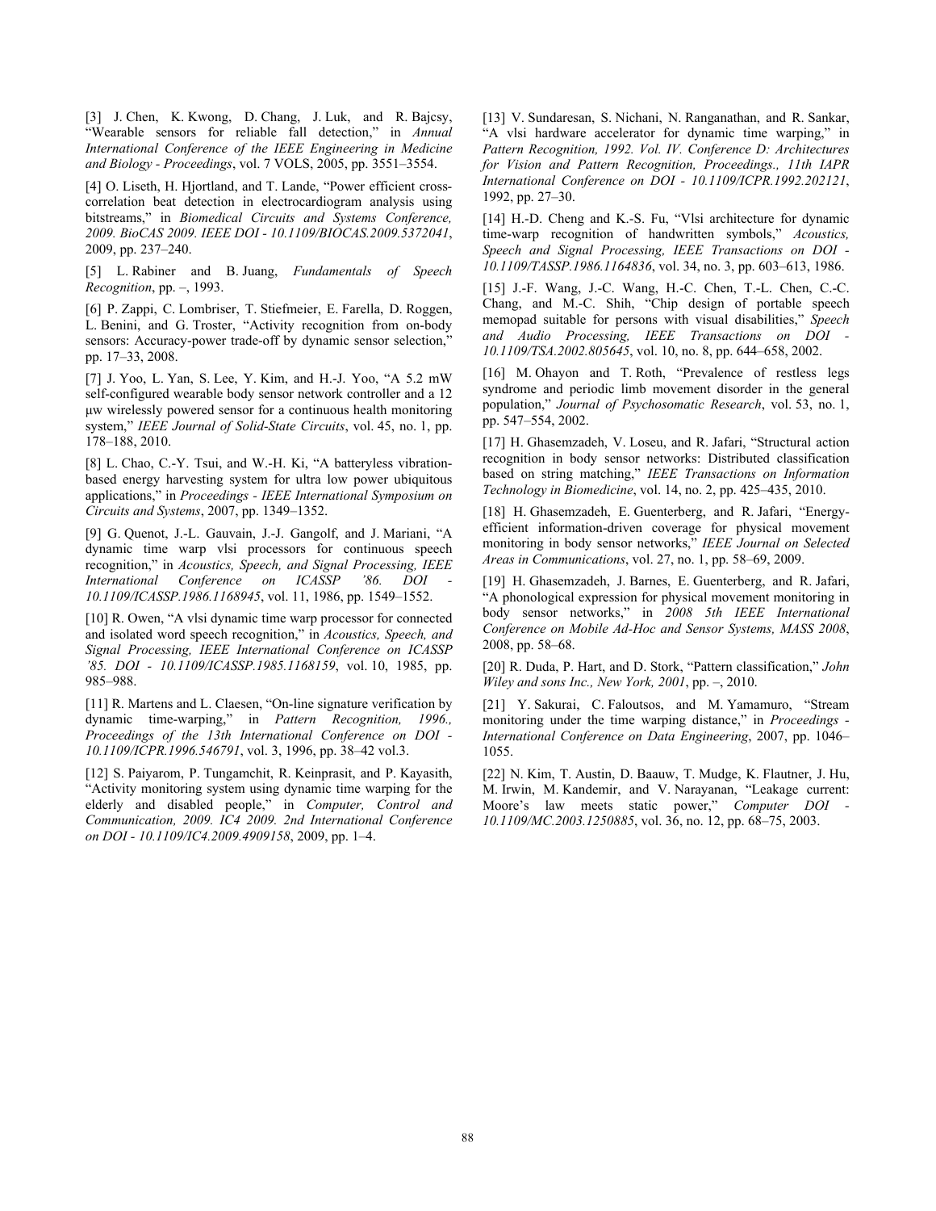[3] J. Chen, K. Kwong, D. Chang, J. Luk, and R. Bajcsy, "Wearable sensors for reliable fall detection," in *Annual International Conference of the IEEE Engineering in Medicine and Biology - Proceedings*, vol. 7 VOLS, 2005, pp. 3551–3554.

[4] O. Liseth, H. Hjortland, and T. Lande, "Power efficient cross-correlation beat detection in electrocardiogram analysis using bitstreams," in *Biomedical Circuits and Systems Conference, 2009. BioCAS 2009. IEEE DOI - 10.1109/BIOCAS.2009.5372041*, 2009, pp. 237–240.

[5] L. Rabiner and B. Juang, *Fundamentals of Speech Recognition*, pp. –, 1993.

[6] P. Zappi, C. Lombriser, T. Stiefmeier, E. Farella, D. Roggen, L. Benini, and G. Troster, "Activity recognition from on-body sensors: Accuracy-power trade-off by dynamic sensor selection," pp. 17–33, 2008.

[7] J. Yoo, L. Yan, S. Lee, Y. Kim, and H.-J. Yoo, "A 5.2 mW self-configured wearable body sensor network controller and a 12 μw wirelessly powered sensor for a continuous health monitoring system," *IEEE Journal of Solid-State Circuits*, vol. 45, no. 1, pp. 178–188, 2010.

[8] L. Chao, C.-Y. Tsui, and W.-H. Ki, "A batteryless vibration-based energy harvesting system for ultra low power ubiquitous applications," in *Proceedings - IEEE International Symposium on Circuits and Systems*, 2007, pp. 1349–1352.

[9] G. Quenot, J.-L. Gauvain, J.-J. Gangolf, and J. Mariani, "A dynamic time warp vlsi processors for continuous speech recognition," in *Acoustics, Speech, and Signal Processing, IEEE International Conference on ICASSP '86. DOI - 10.1109/ICASSP.1986.1168945*, vol. 11, 1986, pp. 1549–1552.

[10] R. Owen, "A vlsi dynamic time warp processor for connected and isolated word speech recognition," in *Acoustics, Speech, and Signal Processing, IEEE International Conference on ICASSP '85. DOI - 10.1109/ICASSP.1985.1168159*, vol. 10, 1985, pp. 985–988.

[11] R. Martens and L. Claesen, "On-line signature verification by dynamic time-warping," in *Pattern Recognition, 1996., Proceedings of the 13th International Conference on DOI - 10.1109/ICPR.1996.546791*, vol. 3, 1996, pp. 38–42 vol.3.

[12] S. Paiyarom, P. Tungamchit, R. Keinprasit, and P. Kayasith, "Activity monitoring system using dynamic time warping for the elderly and disabled people," in *Computer, Control and Communication, 2009. IC4 2009. 2nd International Conference on DOI - 10.1109/IC4.2009.4909158*, 2009, pp. 1–4.

[13] V. Sundaresan, S. Nichani, N. Ranganathan, and R. Sankar, "A vlsi hardware accelerator for dynamic time warping," in *Pattern Recognition, 1992. Vol. IV. Conference D: Architectures for Vision and Pattern Recognition, Proceedings., 11th IAPR International Conference on DOI - 10.1109/ICPR.1992.202121*, 1992, pp. 27–30.

[14] H.-D. Cheng and K.-S. Fu, "Vlsi architecture for dynamic time-warp recognition of handwritten symbols," *Acoustics, Speech and Signal Processing, IEEE Transactions on DOI - 10.1109/TASSP.1986.1164836*, vol. 34, no. 3, pp. 603–613, 1986.

[15] J.-F. Wang, J.-C. Wang, H.-C. Chen, T.-L. Chen, C.-C. Chang, and M.-C. Shih, "Chip design of portable speech memopad suitable for persons with visual disabilities," *Speech and Audio Processing, IEEE Transactions on DOI - 10.1109/TSA.2002.805645*, vol. 10, no. 8, pp. 644–658, 2002.

[16] M. Ohayon and T. Roth, "Prevalence of restless legs syndrome and periodic limb movement disorder in the general population," *Journal of Psychosomatic Research*, vol. 53, no. 1, pp. 547–554, 2002.

[17] H. Ghasemzadeh, V. Loseu, and R. Jafari, "Structural action recognition in body sensor networks: Distributed classification based on string matching," *IEEE Transactions on Information Technology in Biomedicine*, vol. 14, no. 2, pp. 425–435, 2010.

[18] H. Ghasemzadeh, E. Guenterberg, and R. Jafari, "Energy-efficient information-driven coverage for physical movement monitoring in body sensor networks," *IEEE Journal on Selected Areas in Communications*, vol. 27, no. 1, pp. 58–69, 2009.

[19] H. Ghasemzadeh, J. Barnes, E. Guenterberg, and R. Jafari, "A phonological expression for physical movement monitoring in body sensor networks," in *2008 5th IEEE International Conference on Mobile Ad-Hoc and Sensor Systems, MASS 2008*, 2008, pp. 58–68.

[20] R. Duda, P. Hart, and D. Stork, "Pattern classification," *John Wiley and sons Inc., New York, 2001*, pp. –, 2010.

[21] Y. Sakurai, C. Faloutsos, and M. Yamamuro, "Stream monitoring under the time warping distance," in *Proceedings - International Conference on Data Engineering*, 2007, pp. 1046–1055.

[22] N. Kim, T. Austin, D. Baauw, T. Mudge, K. Flautner, J. Hu, M. Irwin, M. Kandemir, and V. Narayanan, "Leakage current: Moore's law meets static power," *Computer DOI - 10.1109/MC.2003.1250885*, vol. 36, no. 12, pp. 68–75, 2003.